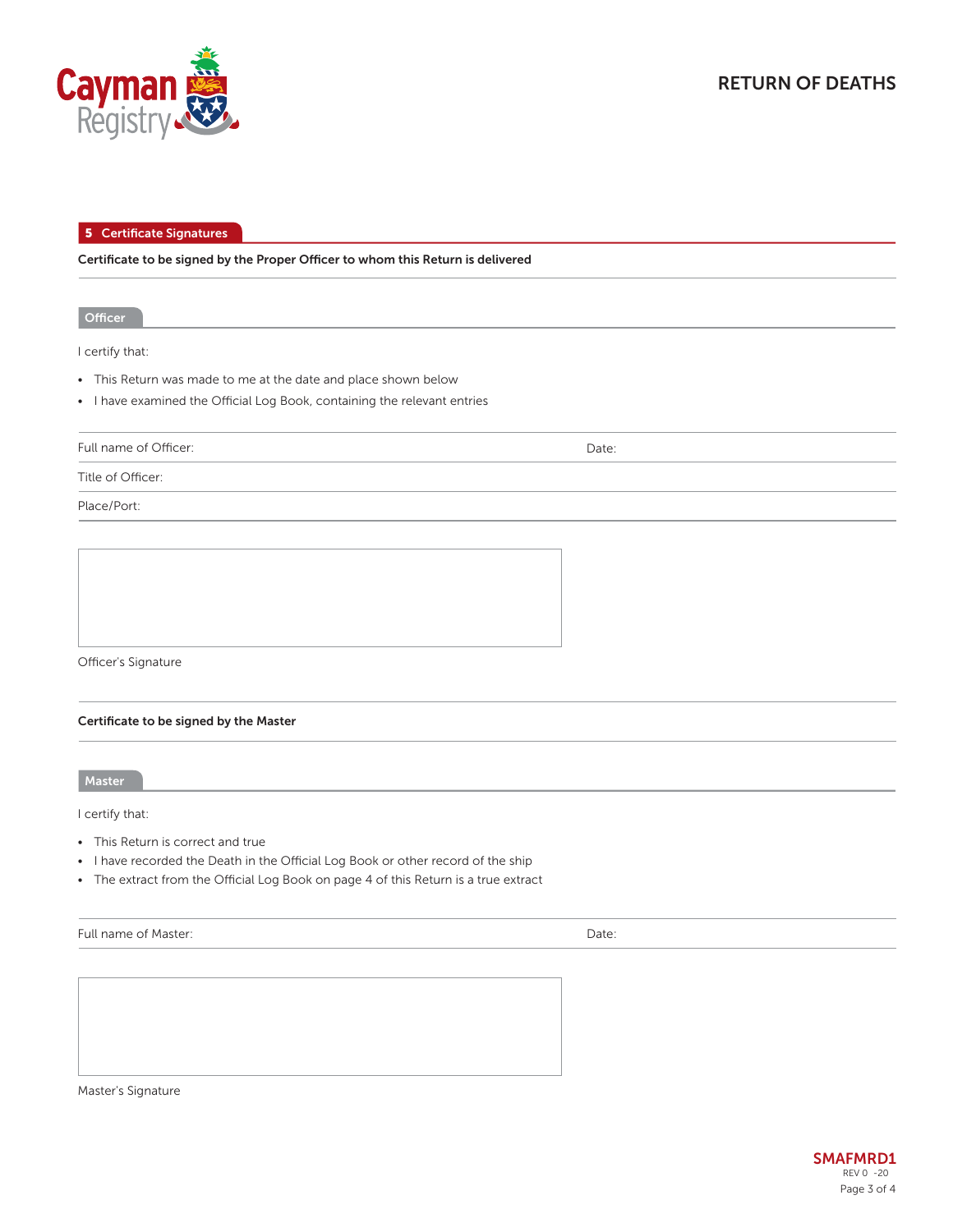# RETURN OF DEATHS

## 5 Certificate Signatures

**Certificate to be signed by the Proper Officer to whom this Return is delivered**

### Officer

I certify that:

- This Return was made to me at the date and place shown below
- I have examined the Official Log Book, containing the relevant entries

Full name of Officer: Date:

Title of Officer:

Place/Port:

Officer's Signature

**Certificate to be signed by the Master**

### Master

I certify that:

- This Return is correct and true
- I have recorded the Death in the Official Log Book or other record of the ship
- The extract from the Official Log Book on page 4 of this Return is a true extract

Full name of Master: Date:

Master's Signature

SMAFMRD1
REV 0 -20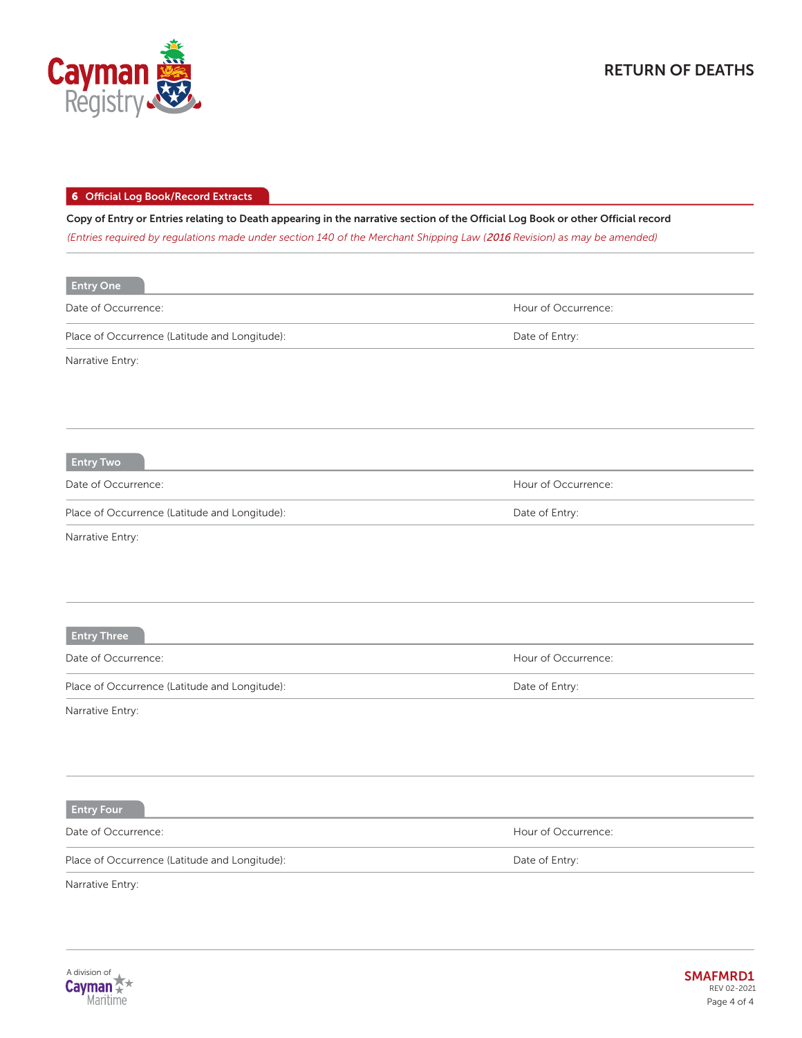# RETURN OF DEATHS

## 6 Official Log Book/Record Extracts

**Copy of Entry or Entries relating to Death appearing in the narrative section of the Official Log Book or other Official record**

*(Entries required by regulations made under section 140 of the Merchant Shipping Law (**2016** Revision) as may be amended)*

### Entry One

Date of Occurrence: 

Hour of Occurrence: 

Place of Occurrence (Latitude and Longitude): 

Date of Entry: 

Narrative Entry: 

### Entry Two

Date of Occurrence: 

Hour of Occurrence: 

Place of Occurrence (Latitude and Longitude): 

Date of Entry: 

Narrative Entry: 

### Entry Three

Date of Occurrence: 

Hour of Occurrence: 

Place of Occurrence (Latitude and Longitude): 

Date of Entry: 

Narrative Entry: 

### Entry Four

Date of Occurrence: 

Hour of Occurrence: 

Place of Occurrence (Latitude and Longitude): 

Date of Entry: 

Narrative Entry: 

A division of Cayman Maritime

**SMAFMRD1**
REV 02-2021